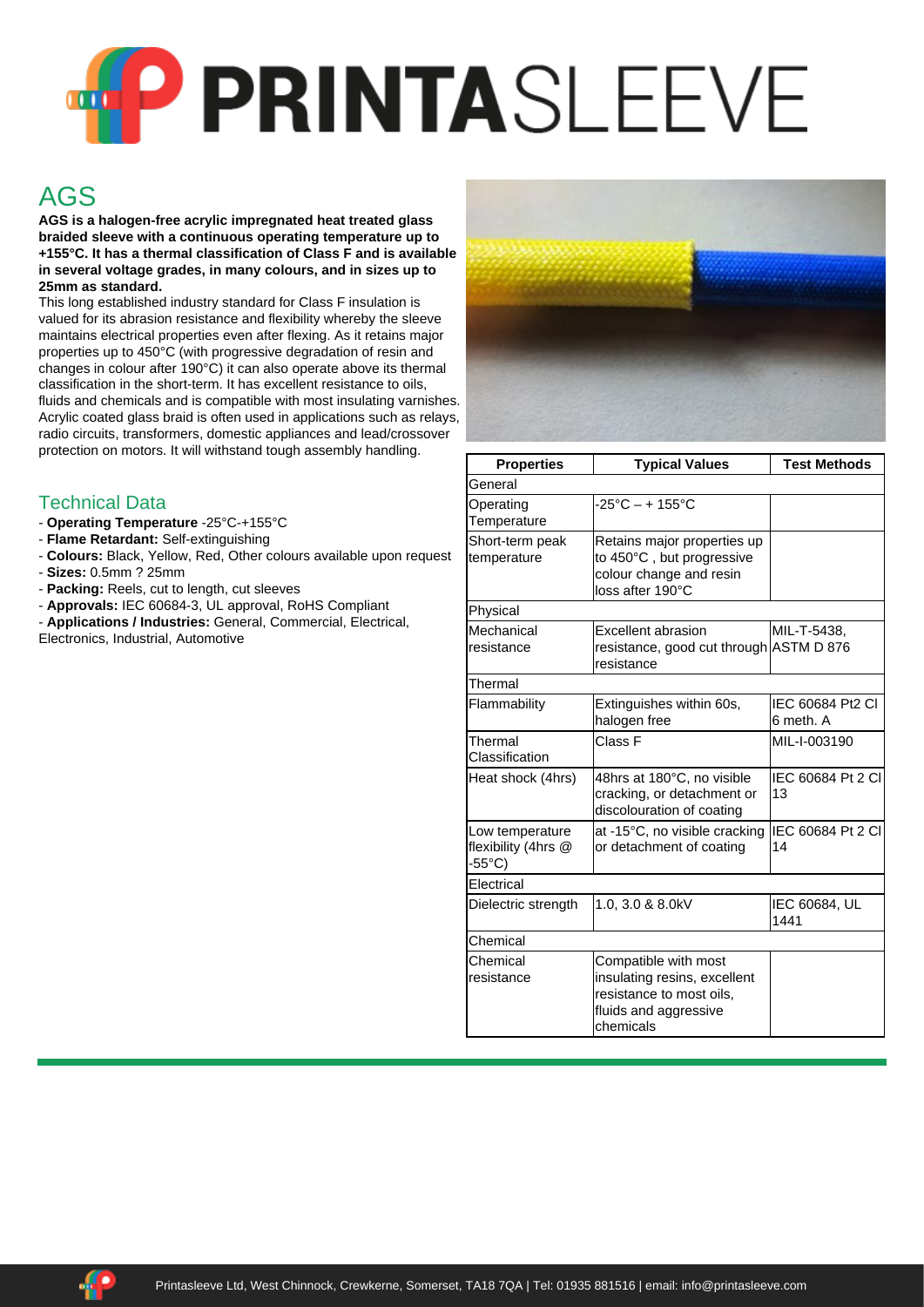# PRINTASLEEVE

## AGS

**AGS is a halogen-free acrylic impregnated heat treated glass braided sleeve with a continuous operating temperature up to +155°C. It has a thermal classification of Class F and is available in several voltage grades, in many colours, and in sizes up to 25mm as standard.**

This long established industry standard for Class F insulation is valued for its abrasion resistance and flexibility whereby the sleeve maintains electrical properties even after flexing. As it retains major properties up to 450°C (with progressive degradation of resin and changes in colour after 190°C) it can also operate above its thermal classification in the short-term. It has excellent resistance to oils, fluids and chemicals and is compatible with most insulating varnishes. Acrylic coated glass braid is often used in applications such as relays, radio circuits, transformers, domestic appliances and lead/crossover protection on motors. It will withstand tough assembly handling.

### Technical Data

- **Operating Temperature** -25°C-+155°C
- **Flame Retardant:** Self-extinguishing
- **Colours:** Black, Yellow, Red, Other colours available upon request
- **Sizes:** 0.5mm ? 25mm
- **Packing:** Reels, cut to length, cut sleeves
- **Approvals:** IEC 60684-3, UL approval, RoHS Compliant
- **Applications / Industries:** General, Commercial, Electrical, Electronics, Industrial, Automotive

| Properties | Typical Values | Test Methods |
|---|---|---|
| General | | |
| Operating Temperature | -25°C – + 155°C | |
| Short-term peak temperature | Retains major properties up to 450°C , but progressive colour change and resin loss after 190°C | |
| Physical | | |
| Mechanical resistance | Excellent abrasion resistance, good cut through resistance | MIL-T-5438, ASTM D 876 |
| Thermal | | |
| Flammability | Extinguishes within 60s, halogen free | IEC 60684 Pt2 Cl 6 meth. A |
| Thermal Classification | Class F | MIL-I-003190 |
| Heat shock (4hrs) | 48hrs at 180°C, no visible cracking, or detachment or discolouration of coating | IEC 60684 Pt 2 Cl 13 |
| Low temperature flexibility (4hrs @ -55°C) | at -15°C, no visible cracking or detachment of coating | IEC 60684 Pt 2 Cl 14 |
| Electrical | | |
| Dielectric strength | 1.0, 3.0 & 8.0kV | IEC 60684, UL 1441 |
| Chemical | | |
| Chemical resistance | Compatible with most insulating resins, excellent resistance to most oils, fluids and aggressive chemicals | |

Printasleeve Ltd, West Chinnock, Crewkerne, Somerset, TA18 7QA | Tel: 01935 881516 | email: info@printasleeve.com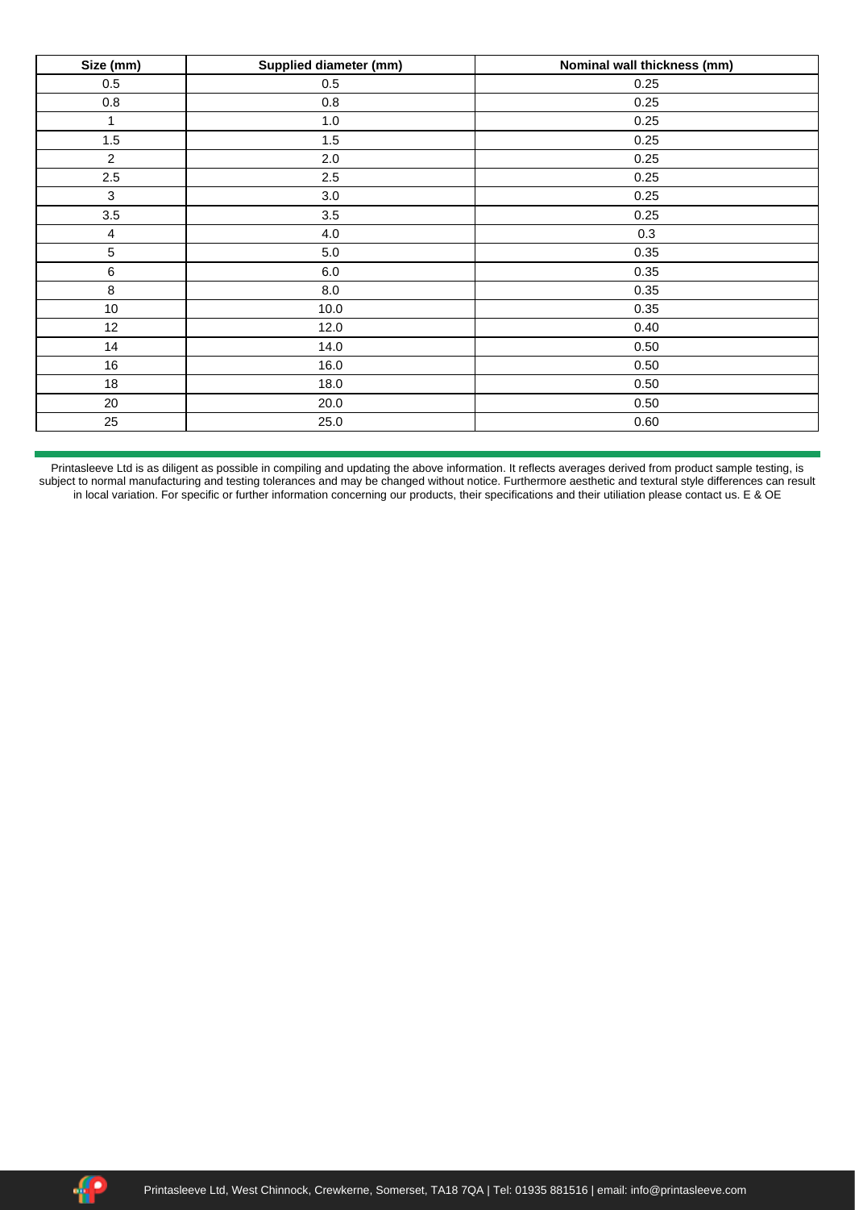| Size (mm) | Supplied diameter (mm) | Nominal wall thickness (mm) |
|---|---|---|
| 0.5 | 0.5 | 0.25 |
| 0.8 | 0.8 | 0.25 |
| 1 | 1.0 | 0.25 |
| 1.5 | 1.5 | 0.25 |
| 2 | 2.0 | 0.25 |
| 2.5 | 2.5 | 0.25 |
| 3 | 3.0 | 0.25 |
| 3.5 | 3.5 | 0.25 |
| 4 | 4.0 | 0.3 |
| 5 | 5.0 | 0.35 |
| 6 | 6.0 | 0.35 |
| 8 | 8.0 | 0.35 |
| 10 | 10.0 | 0.35 |
| 12 | 12.0 | 0.40 |
| 14 | 14.0 | 0.50 |
| 16 | 16.0 | 0.50 |
| 18 | 18.0 | 0.50 |
| 20 | 20.0 | 0.50 |
| 25 | 25.0 | 0.60 |

Printasleeve Ltd is as diligent as possible in compiling and updating the above information. It reflects averages derived from product sample testing, is subject to normal manufacturing and testing tolerances and may be changed without notice. Furthermore aesthetic and textural style differences can result in local variation. For specific or further information concerning our products, their specifications and their utiliation please contact us. E & OE

Printasleeve Ltd, West Chinnock, Crewkerne, Somerset, TA18 7QA | Tel: 01935 881516 | email: info@printasleeve.com